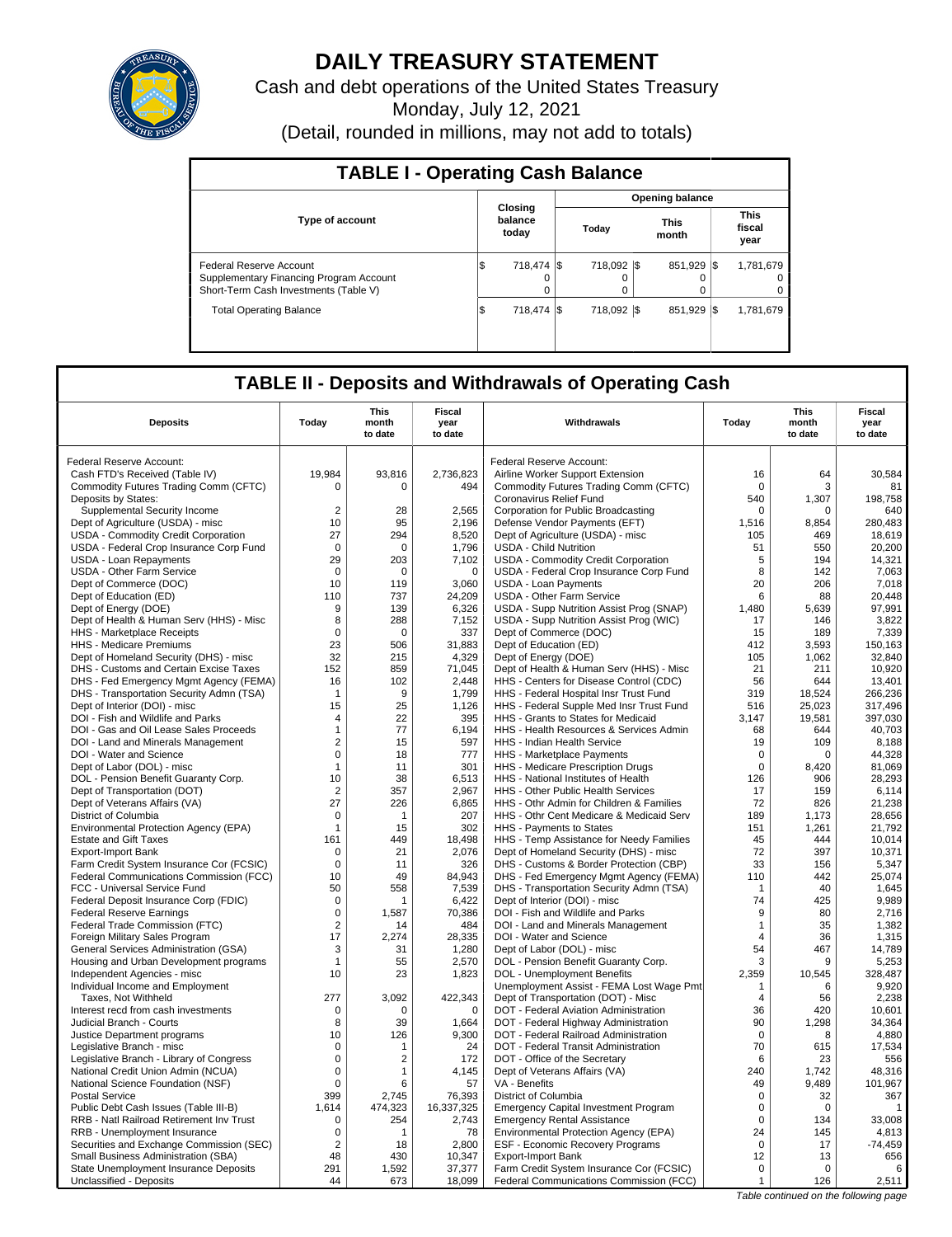# DAILY TREASURY STATEMENT

Cash and debt operations of the United States Treasury

Monday, July 12, 2021

(Detail, rounded in millions, may not add to totals)

## TABLE I - Operating Cash Balance

| Type of account | Closing balance today | Opening balance Today | Opening balance This month | Opening balance This fiscal year |
|---|---|---|---|---|
| Federal Reserve Account | $ 718,474 | $ 718,092 | $ 851,929 | $ 1,781,679 |
| Supplementary Financing Program Account | 0 | 0 | 0 | 0 |
| Short-Term Cash Investments (Table V) | 0 | 0 | 0 | 0 |
| Total Operating Balance | $ 718,474 | $ 718,092 | $ 851,929 | $ 1,781,679 |

## TABLE II - Deposits and Withdrawals of Operating Cash

| Deposits | Today | This month to date | Fiscal year to date | Withdrawals | Today | This month to date | Fiscal year to date |
|---|---|---|---|---|---|---|---|
| Federal Reserve Account: | | | | Federal Reserve Account: | | | |
| Cash FTD's Received (Table IV) | 19,984 | 93,816 | 2,736,823 | Airline Worker Support Extension | 16 | 64 | 30,584 |
| Commodity Futures Trading Comm (CFTC) | 0 | 0 | 494 | Commodity Futures Trading Comm (CFTC) | 0 | 3 | 81 |
| Deposits by States: | | | | Coronavirus Relief Fund | 540 | 1,307 | 198,758 |
| Supplemental Security Income | 2 | 28 | 2,565 | Corporation for Public Broadcasting | 0 | 0 | 640 |
| Dept of Agriculture (USDA) - misc | 10 | 95 | 2,196 | Defense Vendor Payments (EFT) | 1,516 | 8,854 | 280,483 |
| USDA - Commodity Credit Corporation | 27 | 294 | 8,520 | Dept of Agriculture (USDA) - misc | 105 | 469 | 18,619 |
| USDA - Federal Crop Insurance Corp Fund | 0 | 0 | 1,796 | USDA - Child Nutrition | 51 | 550 | 20,200 |
| USDA - Loan Repayments | 29 | 203 | 7,102 | USDA - Commodity Credit Corporation | 5 | 194 | 14,321 |
| USDA - Other Farm Service | 0 | 0 | 0 | USDA - Federal Crop Insurance Corp Fund | 8 | 142 | 7,063 |
| Dept of Commerce (DOC) | 10 | 119 | 3,060 | USDA - Loan Payments | 20 | 206 | 7,018 |
| Dept of Education (ED) | 110 | 737 | 24,209 | USDA - Other Farm Service | 6 | 88 | 20,448 |
| Dept of Energy (DOE) | 9 | 139 | 6,326 | USDA - Supp Nutrition Assist Prog (SNAP) | 1,480 | 5,639 | 97,991 |
| Dept of Health & Human Serv (HHS) - Misc | 8 | 288 | 7,152 | USDA - Supp Nutrition Assist Prog (WIC) | 17 | 146 | 3,822 |
| HHS - Marketplace Receipts | 0 | 0 | 337 | Dept of Commerce (DOC) | 15 | 189 | 7,339 |
| HHS - Medicare Premiums | 23 | 506 | 31,883 | Dept of Education (ED) | 412 | 3,593 | 150,163 |
| Dept of Homeland Security (DHS) - misc | 32 | 215 | 4,329 | Dept of Energy (DOE) | 105 | 1,062 | 32,840 |
| DHS - Customs and Certain Excise Taxes | 152 | 859 | 71,045 | Dept of Health & Human Serv (HHS) - Misc | 21 | 211 | 10,920 |
| DHS - Fed Emergency Mgmt Agency (FEMA) | 16 | 102 | 2,448 | HHS - Centers for Disease Control (CDC) | 56 | 644 | 13,401 |
| DHS - Transportation Security Admn (TSA) | 1 | 9 | 1,799 | HHS - Federal Hospital Insr Trust Fund | 319 | 18,524 | 266,236 |
| Dept of Interior (DOI) - misc | 15 | 25 | 1,126 | HHS - Federal Supple Med Insr Trust Fund | 516 | 25,023 | 317,496 |
| DOI - Fish and Wildlife and Parks | 4 | 22 | 395 | HHS - Grants to States for Medicaid | 3,147 | 19,581 | 397,030 |
| DOI - Gas and Oil Lease Sales Proceeds | 1 | 77 | 6,194 | HHS - Health Resources & Services Admin | 68 | 644 | 40,703 |
| DOI - Land and Minerals Management | 2 | 15 | 597 | HHS - Indian Health Service | 19 | 109 | 8,188 |
| DOI - Water and Science | 0 | 18 | 777 | HHS - Marketplace Payments | 0 | 0 | 44,328 |
| Dept of Labor (DOL) - misc | 1 | 11 | 301 | HHS - Medicare Prescription Drugs | 0 | 8,420 | 81,069 |
| DOL - Pension Benefit Guaranty Corp. | 10 | 38 | 6,513 | HHS - National Institutes of Health | 126 | 906 | 28,293 |
| Dept of Transportation (DOT) | 2 | 357 | 2,967 | HHS - Other Public Health Services | 17 | 159 | 6,114 |
| Dept of Veterans Affairs (VA) | 27 | 226 | 6,865 | HHS - Othr Admin for Children & Families | 72 | 826 | 21,238 |
| District of Columbia | 0 | 1 | 207 | HHS - Othr Cent Medicare & Medicaid Serv | 189 | 1,173 | 28,656 |
| Environmental Protection Agency (EPA) | 1 | 15 | 302 | HHS - Payments to States | 151 | 1,261 | 21,792 |
| Estate and Gift Taxes | 161 | 449 | 18,498 | HHS - Temp Assistance for Needy Families | 45 | 444 | 10,014 |
| Export-Import Bank | 0 | 21 | 2,076 | Dept of Homeland Security (DHS) - misc | 72 | 397 | 10,371 |
| Farm Credit System Insurance Cor (FCSIC) | 0 | 11 | 326 | DHS - Customs & Border Protection (CBP) | 33 | 156 | 5,347 |
| Federal Communications Commission (FCC) | 10 | 49 | 84,943 | DHS - Fed Emergency Mgmt Agency (FEMA) | 110 | 442 | 25,074 |
| FCC - Universal Service Fund | 50 | 558 | 7,539 | DHS - Transportation Security Admn (TSA) | 1 | 40 | 1,645 |
| Federal Deposit Insurance Corp (FDIC) | 0 | 1 | 6,422 | Dept of Interior (DOI) - misc | 74 | 425 | 9,989 |
| Federal Reserve Earnings | 0 | 1,587 | 70,386 | DOI - Fish and Wildlife and Parks | 9 | 80 | 2,716 |
| Federal Trade Commission (FTC) | 2 | 14 | 484 | DOI - Land and Minerals Management | 1 | 35 | 1,382 |
| Foreign Military Sales Program | 17 | 2,274 | 28,335 | DOI - Water and Science | 4 | 36 | 1,315 |
| General Services Administration (GSA) | 3 | 31 | 1,280 | Dept of Labor (DOL) - misc | 54 | 467 | 14,789 |
| Housing and Urban Development programs | 1 | 55 | 2,570 | DOL - Pension Benefit Guaranty Corp. | 3 | 9 | 5,253 |
| Independent Agencies - misc | 10 | 23 | 1,823 | DOL - Unemployment Benefits | 2,359 | 10,545 | 328,487 |
| Individual Income and Employment | | | | Unemployment Assist - FEMA Lost Wage Pmt | 1 | 6 | 9,920 |
| Taxes, Not Withheld | 277 | 3,092 | 422,343 | Dept of Transportation (DOT) - Misc | 4 | 56 | 2,238 |
| Interest recd from cash investments | 0 | 0 | 0 | DOT - Federal Aviation Administration | 36 | 420 | 10,601 |
| Judicial Branch - Courts | 8 | 39 | 1,664 | DOT - Federal Highway Administration | 90 | 1,298 | 34,364 |
| Justice Department programs | 10 | 126 | 9,300 | DOT - Federal Railroad Administration | 0 | 8 | 4,880 |
| Legislative Branch - misc | 0 | 1 | 24 | DOT - Federal Transit Administration | 70 | 615 | 17,534 |
| Legislative Branch - Library of Congress | 0 | 2 | 172 | DOT - Office of the Secretary | 6 | 23 | 556 |
| National Credit Union Admin (NCUA) | 0 | 1 | 4,145 | Dept of Veterans Affairs (VA) | 240 | 1,742 | 48,316 |
| National Science Foundation (NSF) | 0 | 6 | 57 | VA - Benefits | 49 | 9,489 | 101,967 |
| Postal Service | 399 | 2,745 | 76,393 | District of Columbia | 0 | 32 | 367 |
| Public Debt Cash Issues (Table III-B) | 1,614 | 474,323 | 16,337,325 | Emergency Capital Investment Program | 0 | 0 | 1 |
| RRB - Natl Railroad Retirement Inv Trust | 0 | 254 | 2,743 | Emergency Rental Assistance | 0 | 134 | 33,008 |
| RRB - Unemployment Insurance | 0 | 1 | 78 | Environmental Protection Agency (EPA) | 24 | 145 | 4,813 |
| Securities and Exchange Commission (SEC) | 2 | 18 | 2,800 | ESF - Economic Recovery Programs | 0 | 17 | -74,459 |
| Small Business Administration (SBA) | 48 | 430 | 10,347 | Export-Import Bank | 12 | 13 | 656 |
| State Unemployment Insurance Deposits | 291 | 1,592 | 37,377 | Farm Credit System Insur Cor (FCSIC) | 0 | 0 | 6 |
| Unclassified - Deposits | 44 | 673 | 18,099 | Federal Communications Commission (FCC) | 1 | 126 | 2,511 |

*Table continued on the following page*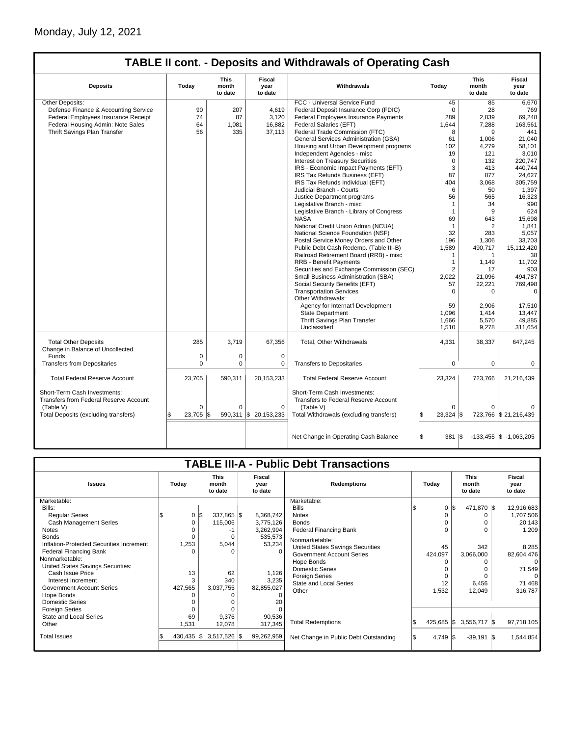Monday, July 12, 2021

## TABLE II cont. - Deposits and Withdrawals of Operating Cash

| Deposits | Today | This month to date | Fiscal year to date | Withdrawals | Today | This month to date | Fiscal year to date |
|---|---|---|---|---|---|---|---|
| Other Deposits: | | | | FCC - Universal Service Fund | 45 | 85 | 6,670 |
| Defense Finance & Accounting Service | 90 | 207 | 4,619 | Federal Deposit Insurance Corp (FDIC) | 0 | 28 | 769 |
| Federal Employees Insurance Receipt | 74 | 87 | 3,120 | Federal Employees Insurance Payments | 289 | 2,839 | 69,248 |
| Federal Housing Admin: Note Sales | 64 | 1,081 | 16,882 | Federal Salaries (EFT) | 1,644 | 7,288 | 163,561 |
| Thrift Savings Plan Transfer | 56 | 335 | 37,113 | Federal Trade Commission (FTC) | 8 | 9 | 441 |
| | | | | General Services Administration (GSA) | 61 | 1,006 | 21,040 |
| | | | | Housing and Urban Development programs | 102 | 4,279 | 58,101 |
| | | | | Independent Agencies - misc | 19 | 121 | 3,010 |
| | | | | Interest on Treasury Securities | 0 | 132 | 220,747 |
| | | | | IRS - Economic Impact Payments (EFT) | 3 | 413 | 440,744 |
| | | | | IRS Tax Refunds Business (EFT) | 87 | 877 | 24,627 |
| | | | | IRS Tax Refunds Individual (EFT) | 404 | 3,068 | 305,759 |
| | | | | Judicial Branch - Courts | 6 | 50 | 1,397 |
| | | | | Justice Department programs | 56 | 565 | 16,323 |
| | | | | Legislative Branch - misc | 1 | 34 | 990 |
| | | | | Legislative Branch - Library of Congress | 1 | 9 | 624 |
| | | | | NASA | 69 | 643 | 15,698 |
| | | | | National Credit Union Admin (NCUA) | 1 | 2 | 1,841 |
| | | | | National Science Foundation (NSF) | 32 | 283 | 5,057 |
| | | | | Postal Service Money Orders and Other | 196 | 1,306 | 33,703 |
| | | | | Public Debt Cash Redemp. (Table III-B) | 1,589 | 490,717 | 15,112,420 |
| | | | | Railroad Retirement Board (RRB) - misc | 1 | 1 | 38 |
| | | | | RRB - Benefit Payments | 1 | 1,149 | 11,702 |
| | | | | Securities and Exchange Commission (SEC) | 2 | 17 | 903 |
| | | | | Small Business Administration (SBA) | 2,022 | 21,096 | 494,787 |
| | | | | Social Security Benefits (EFT) | 57 | 22,221 | 769,498 |
| | | | | Transportation Services | 0 | 0 | 0 |
| | | | | Other Withdrawals: | | | |
| | | | | Agency for Internat'l Development | 59 | 2,906 | 17,510 |
| | | | | State Department | 1,096 | 1,414 | 13,447 |
| | | | | Thrift Savings Plan Transfer | 1,666 | 5,570 | 49,885 |
| | | | | Unclassified | 1,510 | 9,278 | 311,654 |
| Total Other Deposits | 285 | 3,719 | 67,356 | Total, Other Withdrawals | 4,331 | 38,337 | 647,245 |
| Change in Balance of Uncollected Funds | 0 | 0 | 0 | | | | |
| Transfers from Depositaries | 0 | 0 | 0 | Transfers to Depositaries | 0 | 0 | 0 |
| Total Federal Reserve Account | 23,705 | 590,311 | 20,153,233 | Total Federal Reserve Account | 23,324 | 723,766 | 21,216,439 |
| Short-Term Cash Investments: Transfers from Federal Reserve Account (Table V) | 0 | 0 | 0 | Short-Term Cash Investments: Transfers to Federal Reserve Account (Table V) | 0 | 0 | 0 |
| Total Deposits (excluding transfers) | $ 23,705 | $ 590,311 | $ 20,153,233 | Total Withdrawals (excluding transfers) | $ 23,324 | $ 723,766 | $ 21,216,439 |
| | | | | Net Change in Operating Cash Balance | $ 381 | $ -133,455 | $ -1,063,205 |

## TABLE III-A - Public Debt Transactions

| Issues | Today | This month to date | Fiscal year to date | Redemptions | Today | This month to date | Fiscal year to date |
|---|---|---|---|---|---|---|---|
| Marketable: | | | | Marketable: | | | |
| Bills: | | | | Bills | $ 0 | $ 471,870 | $ 12,916,683 |
| Regular Series | $ 0 | $ 337,865 | $ 8,368,742 | Notes | 0 | 0 | 1,707,506 |
| Cash Management Series | 0 | 115,006 | 3,775,126 | Bonds | 0 | 0 | 20,143 |
| Notes | 0 | -1 | 3,262,994 | Federal Financing Bank | 0 | 0 | 1,209 |
| Bonds | 0 | 0 | 535,573 | Nonmarketable: | | | |
| Inflation-Protected Securities Increment | 1,253 | 5,044 | 53,234 | United States Savings Securities | 45 | 342 | 8,285 |
| Federal Financing Bank | 0 | 0 | 0 | Government Account Series | 424,097 | 3,066,000 | 82,604,476 |
| Nonmarketable: | | | | Hope Bonds | 0 | 0 | 0 |
| United States Savings Securities: | | | | Domestic Series | 0 | 0 | 71,549 |
| Cash Issue Price | 13 | 62 | 1,126 | Foreign Series | 0 | 0 | 0 |
| Interest Increment | 3 | 340 | 3,235 | State and Local Series | 12 | 6,456 | 71,468 |
| Government Account Series | 427,565 | 3,037,755 | 82,855,027 | Other | 1,532 | 12,049 | 316,787 |
| Hope Bonds | 0 | 0 | 0 | | | | |
| Domestic Series | 0 | 0 | 20 | | | | |
| Foreign Series | 0 | 0 | 0 | | | | |
| State and Local Series | 69 | 9,376 | 90,536 | | | | |
| Other | 1,531 | 12,078 | 317,345 | Total Redemptions | $ 425,685 | $ 3,556,717 | $ 97,718,105 |
| Total Issues | $ 430,435 | $ 3,517,526 | $ 99,262,959 | Net Change in Public Debt Outstanding | $ 4,749 | $ -39,191 | $ 1,544,854 |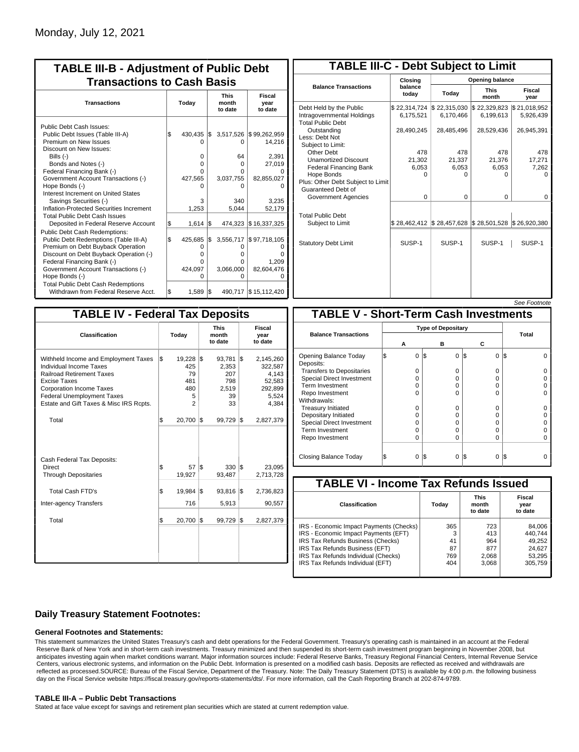Monday, July 12, 2021

## TABLE III-B - Adjustment of Public Debt Transactions to Cash Basis

| Transactions | Today | This month to date | Fiscal year to date |
|---|---|---|---|
| Public Debt Cash Issues: | | | |
| Public Debt Issues (Table III-A) | $ 430,435 | $ 3,517,526 | $ 99,262,959 |
| Premium on New Issues | 0 | 0 | 14,216 |
| Discount on New Issues: | | | |
| Bills (-) | 0 | 64 | 2,391 |
| Bonds and Notes (-) | 0 | 0 | 27,019 |
| Federal Financing Bank (-) | 0 | 0 | 0 |
| Government Account Transactions (-) | 427,565 | 3,037,755 | 82,855,027 |
| Hope Bonds (-) | 0 | 0 | 0 |
| Interest Increment on United States Savings Securities (-) | 3 | 340 | 3,235 |
| Inflation-Protected Securities Increment | 1,253 | 5,044 | 52,179 |
| Total Public Debt Cash Issues Deposited in Federal Reserve Account | $ 1,614 | $ 474,323 | $ 16,337,325 |
| Public Debt Cash Redemptions: | | | |
| Public Debt Redemptions (Table III-A) | $ 425,685 | $ 3,556,717 | $ 97,718,105 |
| Premium on Debt Buyback Operation | 0 | 0 | 0 |
| Discount on Debt Buyback Operation (-) | 0 | 0 | 0 |
| Federal Financing Bank (-) | 0 | 0 | 1,209 |
| Government Account Transactions (-) | 424,097 | 3,066,000 | 82,604,476 |
| Hope Bonds (-) | 0 | 0 | 0 |
| Total Public Debt Cash Redemptions Withdrawn from Federal Reserve Acct. | $ 1,589 | $ 490,717 | $ 15,112,420 |

## TABLE III-C - Debt Subject to Limit

| Balance Transactions | Closing balance today | Opening balance Today | Opening balance This month | Opening balance Fiscal year |
|---|---|---|---|---|
| Debt Held by the Public | $ 22,314,724 | $ 22,315,030 | $ 22,329,823 | $ 21,018,952 |
| Intragovernmental Holdings | 6,175,521 | 6,170,466 | 6,199,613 | 5,926,439 |
| Total Public Debt Outstanding | 28,490,245 | 28,485,496 | 28,529,436 | 26,945,391 |
| Less: Debt Not Subject to Limit: | | | | |
| Other Debt | 478 | 478 | 478 | 478 |
| Unamortized Discount | 21,302 | 21,337 | 21,376 | 17,271 |
| Federal Financing Bank | 6,053 | 6,053 | 6,053 | 7,262 |
| Hope Bonds | 0 | 0 | 0 | 0 |
| Plus: Other Debt Subject to Limit Guaranteed Debt of Government Agencies | 0 | 0 | 0 | 0 |
| Total Public Debt Subject to Limit | $ 28,462,412 | $ 28,457,628 | $ 28,501,528 | $ 26,920,380 |
| Statutory Debt Limit | SUSP-1 | SUSP-1 | SUSP-1 | SUSP-1 |

*See Footnote*

## TABLE IV - Federal Tax Deposits

| Classification | Today | This month to date | Fiscal year to date |
|---|---|---|---|
| Withheld Income and Employment Taxes | $ 19,228 | $ 93,781 | $ 2,145,260 |
| Individual Income Taxes | 425 | 2,353 | 322,587 |
| Railroad Retirement Taxes | 79 | 207 | 4,143 |
| Excise Taxes | 481 | 798 | 52,583 |
| Corporation Income Taxes | 480 | 2,519 | 292,899 |
| Federal Unemployment Taxes | 5 | 39 | 5,524 |
| Estate and Gift Taxes & Misc IRS Rcpts. | 2 | 33 | 4,384 |
| Total | $ 20,700 | $ 99,729 | $ 2,827,379 |
| Cash Federal Tax Deposits: | | | |
| Direct | $ 57 | $ 330 | $ 23,095 |
| Through Depositaries | 19,927 | 93,487 | 2,713,728 |
| Total Cash FTD's | $ 19,984 | $ 93,816 | $ 2,736,823 |
| Inter-agency Transfers | 716 | 5,913 | 90,557 |
| Total | $ 20,700 | $ 99,729 | $ 2,827,379 |

## TABLE V - Short-Term Cash Investments

| Balance Transactions | Type of Depositary A | Type of Depositary B | Type of Depositary C | Total |
|---|---|---|---|---|
| Opening Balance Today | $ 0 | $ 0 | $ 0 | $ 0 |
| Deposits: | | | | |
| Transfers to Depositaries | 0 | 0 | 0 | 0 |
| Special Direct Investment | 0 | 0 | 0 | 0 |
| Term Investment | 0 | 0 | 0 | 0 |
| Repo Investment | 0 | 0 | 0 | 0 |
| Withdrawals: | | | | |
| Treasury Initiated | 0 | 0 | 0 | 0 |
| Depositary Initiated | 0 | 0 | 0 | 0 |
| Special Direct Investment | 0 | 0 | 0 | 0 |
| Term Investment | 0 | 0 | 0 | 0 |
| Repo Investment | 0 | 0 | 0 | 0 |
| Closing Balance Today | $ 0 | $ 0 | $ 0 | $ 0 |

## TABLE VI - Income Tax Refunds Issued

| Classification | Today | This month to date | Fiscal year to date |
|---|---|---|---|
| IRS - Economic Impact Payments (Checks) | 365 | 723 | 84,006 |
| IRS - Economic Impact Payments (EFT) | 3 | 413 | 440,744 |
| IRS Tax Refunds Business (Checks) | 41 | 964 | 49,252 |
| IRS Tax Refunds Business (EFT) | 87 | 877 | 24,627 |
| IRS Tax Refunds Individual (Checks) | 769 | 2,068 | 53,295 |
| IRS Tax Refunds Individual (EFT) | 404 | 3,068 | 305,759 |

### Daily Treasury Statement Footnotes:

#### General Footnotes and Statements:

This statement summarizes the United States Treasury's cash and debt operations for the Federal Government. Treasury's operating cash is maintained in an account at the Federal Reserve Bank of New York and in short-term cash investments. Treasury minimized and then suspended its short-term cash investment program beginning in November 2008, but anticipates investing again when market conditions warrant. Major information sources include: Federal Reserve Banks, Treasury Regional Financial Centers, Internal Revenue Service Centers, various electronic systems, and information on the Public Debt. Information is presented on a modified cash basis. Deposits are reflected as received and withdrawals are reflected as processed.SOURCE: Bureau of the Fiscal Service, Department of the Treasury. Note: The Daily Treasury Statement (DTS) is available by 4:00 p.m. the following business day on the Fiscal Service website https://fiscal.treasury.gov/reports-statements/dts/. For more information, call the Cash Reporting Branch at 202-874-9789.

#### TABLE III-A – Public Debt Transactions

Stated at face value except for savings and retirement plan securities which are stated at current redemption value.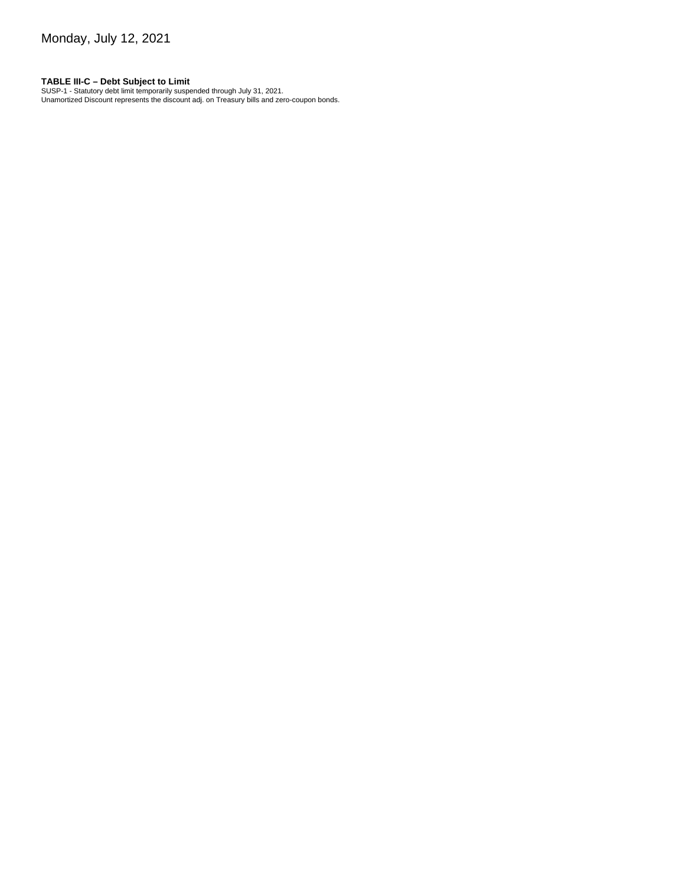Monday, July 12, 2021

**TABLE III-C – Debt Subject to Limit**

SUSP-1 - Statutory debt limit temporarily suspended through July 31, 2021.

Unamortized Discount represents the discount adj. on Treasury bills and zero-coupon bonds.